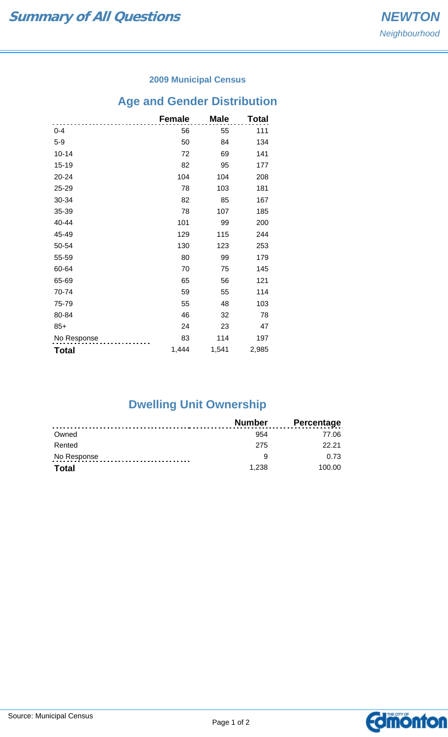# Summary of All Questions

## NEWTON
*Neighbourhood*

**2009 Municipal Census**

## Age and Gender Distribution

| | Female | Male | Total |
|---|---|---|---|
| 0-4 | 56 | 55 | 111 |
| 5-9 | 50 | 84 | 134 |
| 10-14 | 72 | 69 | 141 |
| 15-19 | 82 | 95 | 177 |
| 20-24 | 104 | 104 | 208 |
| 25-29 | 78 | 103 | 181 |
| 30-34 | 82 | 85 | 167 |
| 35-39 | 78 | 107 | 185 |
| 40-44 | 101 | 99 | 200 |
| 45-49 | 129 | 115 | 244 |
| 50-54 | 130 | 123 | 253 |
| 55-59 | 80 | 99 | 179 |
| 60-64 | 70 | 75 | 145 |
| 65-69 | 65 | 56 | 121 |
| 70-74 | 59 | 55 | 114 |
| 75-79 | 55 | 48 | 103 |
| 80-84 | 46 | 32 | 78 |
| 85+ | 24 | 23 | 47 |
| No Response | 83 | 114 | 197 |
| **Total** | 1,444 | 1,541 | 2,985 |

## Dwelling Unit Ownership

| | Number | Percentage |
|---|---|---|
| Owned | 954 | 77.06 |
| Rented | 275 | 22.21 |
| No Response | 9 | 0.73 |
| **Total** | 1,238 | 100.00 |

Source: Municipal Census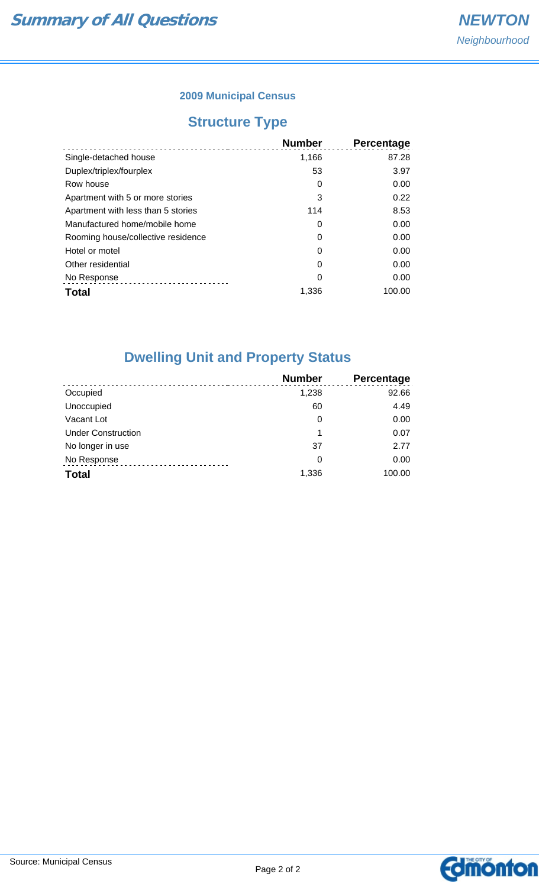# Summary of All Questions

**NEWTON**
*Neighbourhood*

### 2009 Municipal Census

## Structure Type

| | Number | Percentage |
|---|---|---|
| Single-detached house | 1,166 | 87.28 |
| Duplex/triplex/fourplex | 53 | 3.97 |
| Row house | 0 | 0.00 |
| Apartment with 5 or more stories | 3 | 0.22 |
| Apartment with less than 5 stories | 114 | 8.53 |
| Manufactured home/mobile home | 0 | 0.00 |
| Rooming house/collective residence | 0 | 0.00 |
| Hotel or motel | 0 | 0.00 |
| Other residential | 0 | 0.00 |
| No Response | 0 | 0.00 |
| **Total** | 1,336 | 100.00 |

## Dwelling Unit and Property Status

| | Number | Percentage |
|---|---|---|
| Occupied | 1,238 | 92.66 |
| Unoccupied | 60 | 4.49 |
| Vacant Lot | 0 | 0.00 |
| Under Construction | 1 | 0.07 |
| No longer in use | 37 | 2.77 |
| No Response | 0 | 0.00 |
| **Total** | 1,336 | 100.00 |

Source: Municipal Census